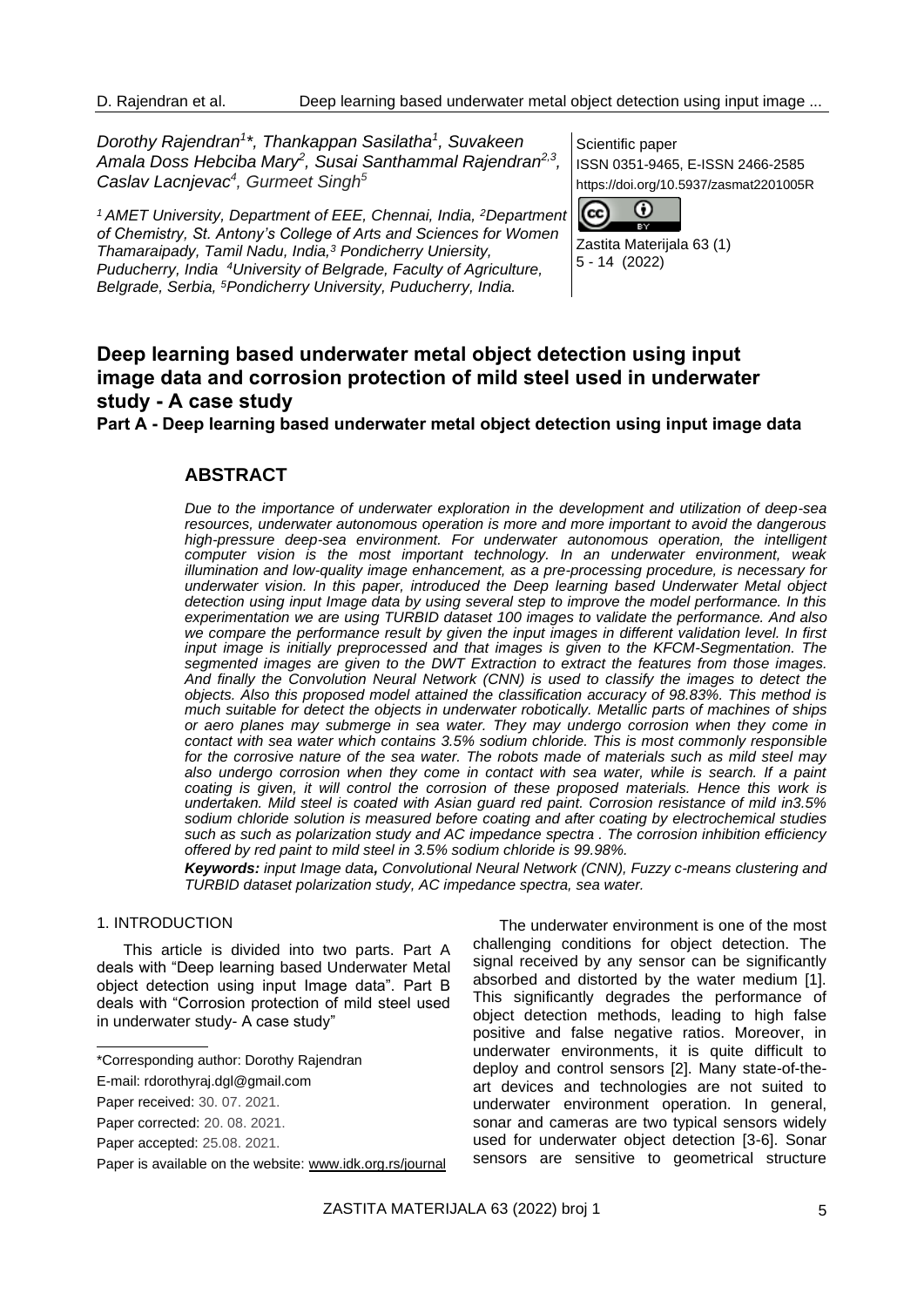*Dorothy Rajendran[1]\*, Thankappan Sasilatha[1], Suvakeen Amala Doss Hebciba Mary[2], Susai Santhammal Rajendran[2,3], Caslav Lacnjevac[4], Gurmeet Singh[5]*

*[1] AMET University, Department of EEE, Chennai, India, [2]Department of Chemistry, St. Antony's College of Arts and Sciences for Women Thamaraipady, Tamil Nadu, India,[3] Pondicherry Uniersity, Puducherry, India [4]University of Belgrade, Faculty of Agriculture, Belgrade, Serbia, [5]Pondicherry University, Puducherry, India.*

Scientific paper
ISSN 0351-9465, E-ISSN 2466-2585
https://doi.org/10.5937/zasmat2201005R

# Deep learning based underwater metal object detection using input image data and corrosion protection of mild steel used in underwater study - A case study

## Part A - Deep learning based underwater metal object detection using input image data

## ABSTRACT

*Due to the importance of underwater exploration in the development and utilization of deep-sea resources, underwater autonomous operation is more and more important to avoid the dangerous high-pressure deep-sea environment. For underwater autonomous operation, the intelligent computer vision is the most important technology. In an underwater environment, weak illumination and low-quality image enhancement, as a pre-processing procedure, is necessary for underwater vision. In this paper, introduced the Deep learning based Underwater Metal object detection using input Image data by using several step to improve the model performance. In this experimentation we are using TURBID dataset 100 images to validate the performance. And also we compare the performance result by given the input images in different validation level. In first input image is initially preprocessed and that images is given to the KFCM-Segmentation. The segmented images are given to the DWT Extraction to extract the features from those images. And finally the Convolution Neural Network (CNN) is used to classify the images to detect the objects. Also this proposed model attained the classification accuracy of 98.83%. This method is much suitable for detect the objects in underwater robotically. Metallic parts of machines of ships or aero planes may submerge in sea water. They may undergo corrosion when they come in contact with sea water which contains 3.5% sodium chloride. This is most commonly responsible for the corrosive nature of the sea water. The robots made of materials such as mild steel may also undergo corrosion when they come in contact with sea water, while is search. If a paint coating is given, it will control the corrosion of these proposed materials. Hence this work is undertaken. Mild steel is coated with Asian guard red paint. Corrosion resistance of mild in3.5% sodium chloride solution is measured before coating and after coating by electrochemical studies such as such as polarization study and AC impedance spectra . The corrosion inhibition efficiency offered by red paint to mild steel in 3.5% sodium chloride is 99.98%.*

***Keywords:** input Image data, Convolutional Neural Network (CNN), Fuzzy c-means clustering and TURBID dataset polarization study, AC impedance spectra, sea water.*

### 1. INTRODUCTION

This article is divided into two parts. Part A deals with "Deep learning based Underwater Metal object detection using input Image data". Part B deals with "Corrosion protection of mild steel used in underwater study- A case study"

\*Corresponding author: Dorothy Rajendran

E-mail: rdorothyraj.dgl@gmail.com

Paper received: 30. 07. 2021.

Paper corrected: 20. 08. 2021.

Paper accepted: 25.08. 2021.

Paper is available on the website: www.idk.org.rs/journal

The underwater environment is one of the most challenging conditions for object detection. The signal received by any sensor can be significantly absorbed and distorted by the water medium [1]. This significantly degrades the performance of object detection methods, leading to high false positive and false negative ratios. Moreover, in underwater environments, it is quite difficult to deploy and control sensors [2]. Many state-of-the-art devices and technologies are not suited to underwater environment operation. In general, sonar and cameras are two typical sensors widely used for underwater object detection [3-6]. Sonar sensors are sensitive to geometrical structure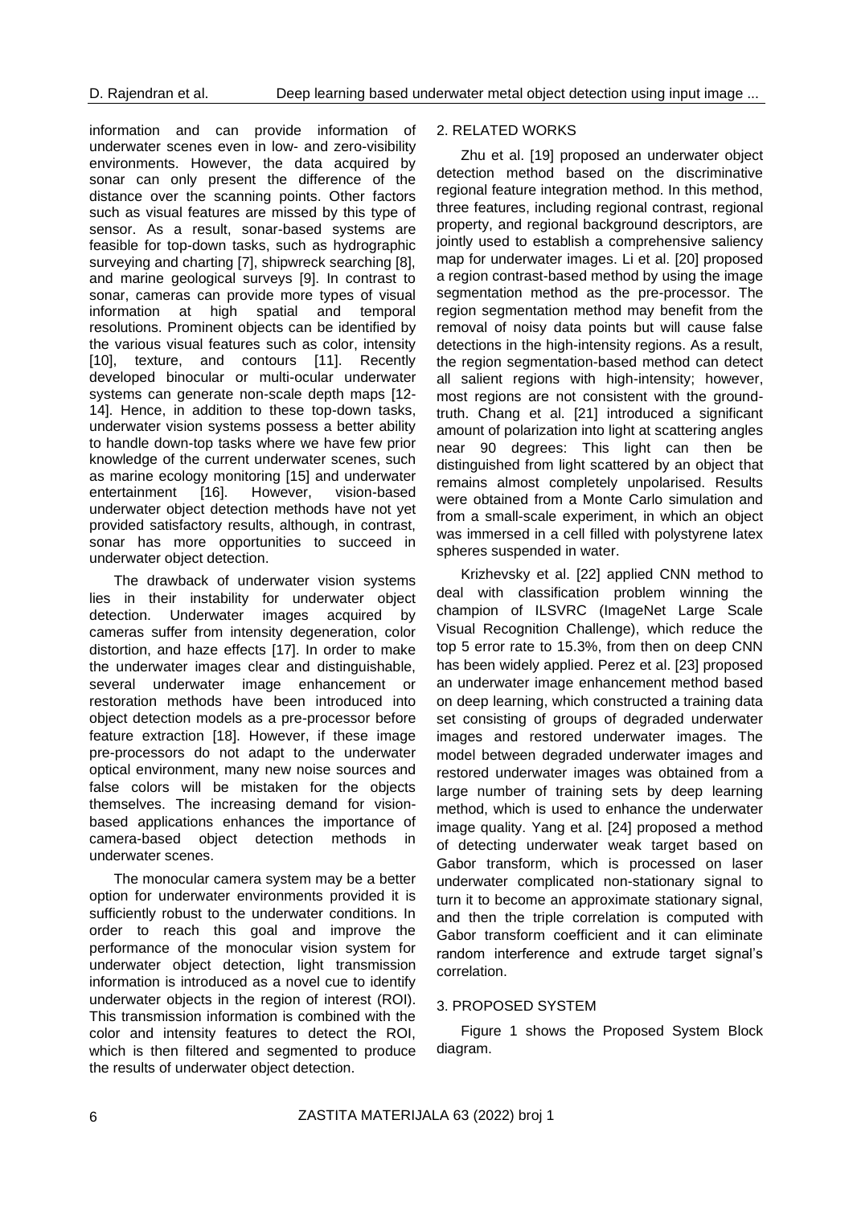information and can provide information of underwater scenes even in low- and zero-visibility environments. However, the data acquired by sonar can only present the difference of the distance over the scanning points. Other factors such as visual features are missed by this type of sensor. As a result, sonar-based systems are feasible for top-down tasks, such as hydrographic surveying and charting [7], shipwreck searching [8], and marine geological surveys [9]. In contrast to sonar, cameras can provide more types of visual information at high spatial and temporal resolutions. Prominent objects can be identified by the various visual features such as color, intensity [10], texture, and contours [11]. Recently developed binocular or multi-ocular underwater systems can generate non-scale depth maps [12-14]. Hence, in addition to these top-down tasks, underwater vision systems possess a better ability to handle down-top tasks where we have few prior knowledge of the current underwater scenes, such as marine ecology monitoring [15] and underwater entertainment [16]. However, vision-based underwater object detection methods have not yet provided satisfactory results, although, in contrast, sonar has more opportunities to succeed in underwater object detection.

The drawback of underwater vision systems lies in their instability for underwater object detection. Underwater images acquired by cameras suffer from intensity degeneration, color distortion, and haze effects [17]. In order to make the underwater images clear and distinguishable, several underwater image enhancement or restoration methods have been introduced into object detection models as a pre-processor before feature extraction [18]. However, if these image pre-processors do not adapt to the underwater optical environment, many new noise sources and false colors will be mistaken for the objects themselves. The increasing demand for vision-based applications enhances the importance of camera-based object detection methods in underwater scenes.

The monocular camera system may be a better option for underwater environments provided it is sufficiently robust to the underwater conditions. In order to reach this goal and improve the performance of the monocular vision system for underwater object detection, light transmission information is introduced as a novel cue to identify underwater objects in the region of interest (ROI). This transmission information is combined with the color and intensity features to detect the ROI, which is then filtered and segmented to produce the results of underwater object detection.

## 2. RELATED WORKS

Zhu et al. [19] proposed an underwater object detection method based on the discriminative regional feature integration method. In this method, three features, including regional contrast, regional property, and regional background descriptors, are jointly used to establish a comprehensive saliency map for underwater images. Li et al. [20] proposed a region contrast-based method by using the image segmentation method as the pre-processor. The region segmentation method may benefit from the removal of noisy data points but will cause false detections in the high-intensity regions. As a result, the region segmentation-based method can detect all salient regions with high-intensity; however, most regions are not consistent with the ground-truth. Chang et al. [21] introduced a significant amount of polarization into light at scattering angles near 90 degrees: This light can then be distinguished from light scattered by an object that remains almost completely unpolarised. Results were obtained from a Monte Carlo simulation and from a small-scale experiment, in which an object was immersed in a cell filled with polystyrene latex spheres suspended in water.

Krizhevsky et al. [22] applied CNN method to deal with classification problem winning the champion of ILSVRC (ImageNet Large Scale Visual Recognition Challenge), which reduce the top 5 error rate to 15.3%, from then on deep CNN has been widely applied. Perez et al. [23] proposed an underwater image enhancement method based on deep learning, which constructed a training data set consisting of groups of degraded underwater images and restored underwater images. The model between degraded underwater images and restored underwater images was obtained from a large number of training sets by deep learning method, which is used to enhance the underwater image quality. Yang et al. [24] proposed a method of detecting underwater weak target based on Gabor transform, which is processed on laser underwater complicated non-stationary signal to turn it to become an approximate stationary signal, and then the triple correlation is computed with Gabor transform coefficient and it can eliminate random interference and extrude target signal's correlation.

## 3. PROPOSED SYSTEM

Figure 1 shows the Proposed System Block diagram.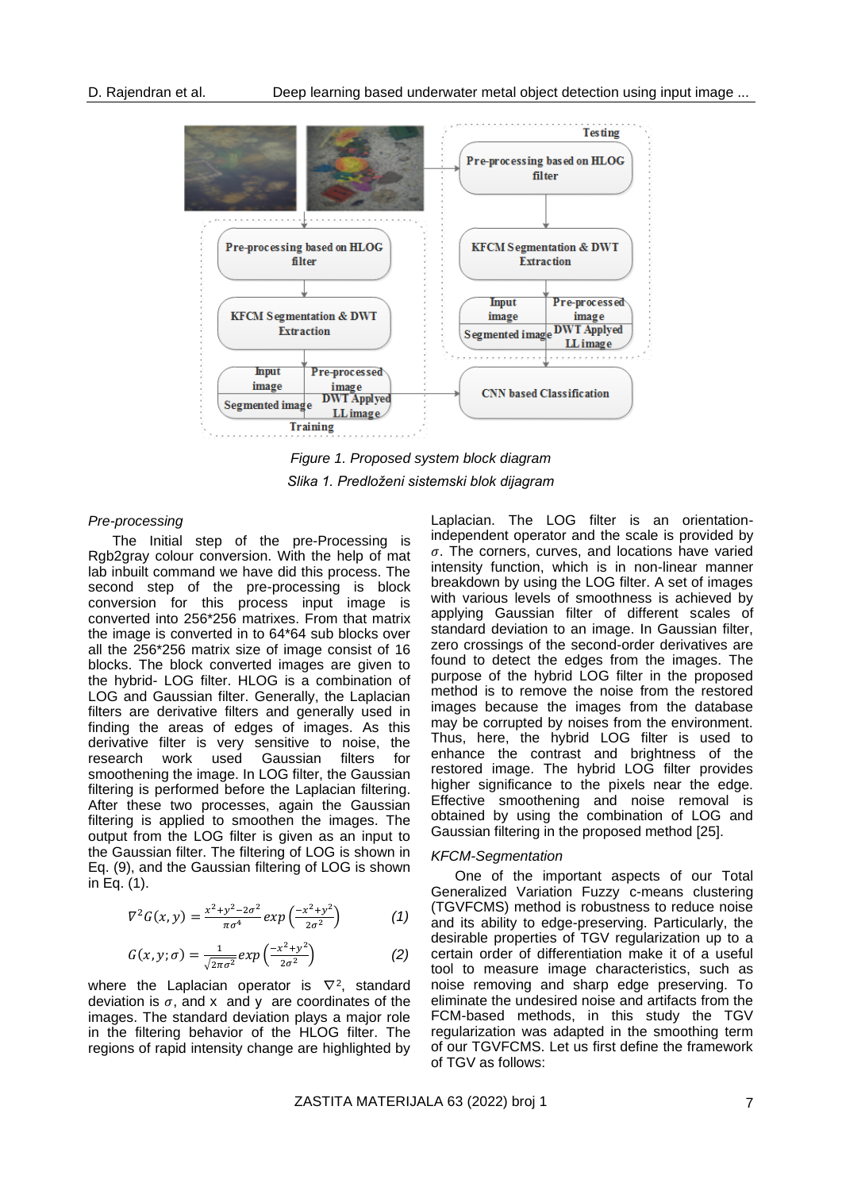Figure 1. Proposed system block diagram

Slika 1. Predloženi sistemski blok dijagram

*Pre-processing*

The Initial step of the pre-Processing is Rgb2gray colour conversion. With the help of mat lab inbuilt command we have did this process. The second step of the pre-processing is block conversion for this process input image is converted into 256*256 matrixes. From that matrix the image is converted in to 64*64 sub blocks over all the 256*256 matrix size of image consist of 16 blocks. The block converted images are given to the hybrid- LOG filter. HLOG is a combination of LOG and Gaussian filter. Generally, the Laplacian filters are derivative filters and generally used in finding the areas of edges of images. As this derivative filter is very sensitive to noise, the research work used Gaussian filters for smoothening the image. In LOG filter, the Gaussian filtering is performed before the Laplacian filtering. After these two processes, again the Gaussian filtering is applied to smoothen the images. The output from the LOG filter is given as an input to the Gaussian filter. The filtering of LOG is shown in Eq. (9), and the Gaussian filtering of LOG is shown in Eq. (1).

$$\nabla^2 G(x,y) = \frac{x^2+y^2-2\sigma^2}{\pi\sigma^4} exp\left(\frac{-x^2+y^2}{2\sigma^2}\right) \quad (1)$$

$$G(x,y;\sigma) = \frac{1}{\sqrt{2\pi\sigma^2}} exp\left(\frac{-x^2+y^2}{2\sigma^2}\right) \quad (2)$$

where the Laplacian operator is $\nabla^2$, standard deviation is $\sigma$, and x and y are coordinates of the images. The standard deviation plays a major role in the filtering behavior of the HLOG filter. The regions of rapid intensity change are highlighted by Laplacian. The LOG filter is an orientation-independent operator and the scale is provided by $\sigma$. The corners, curves, and locations have varied intensity function, which is in non-linear manner breakdown by using the LOG filter. A set of images with various levels of smoothness is achieved by applying Gaussian filter of different scales of standard deviation to an image. In Gaussian filter, zero crossings of the second-order derivatives are found to detect the edges from the images. The purpose of the hybrid LOG filter in the proposed method is to remove the noise from the restored images because the images from the database may be corrupted by noises from the environment. Thus, here, the hybrid LOG filter is used to enhance the contrast and brightness of the restored image. The hybrid LOG filter provides higher significance to the pixels near the edge. Effective smoothening and noise removal is obtained by using the combination of LOG and Gaussian filtering in the proposed method [25].

*KFCM-Segmentation*

One of the important aspects of our Total Generalized Variation Fuzzy c-means clustering (TGVFCMS) method is robustness to reduce noise and its ability to edge-preserving. Particularly, the desirable properties of TGV regularization up to a certain order of differentiation make it of a useful tool to measure image characteristics, such as noise removing and sharp edge preserving. To eliminate the undesired noise and artifacts from the FCM-based methods, in this study the TGV regularization was adapted in the smoothing term of our TGVFCMS. Let us first define the framework of TGV as follows: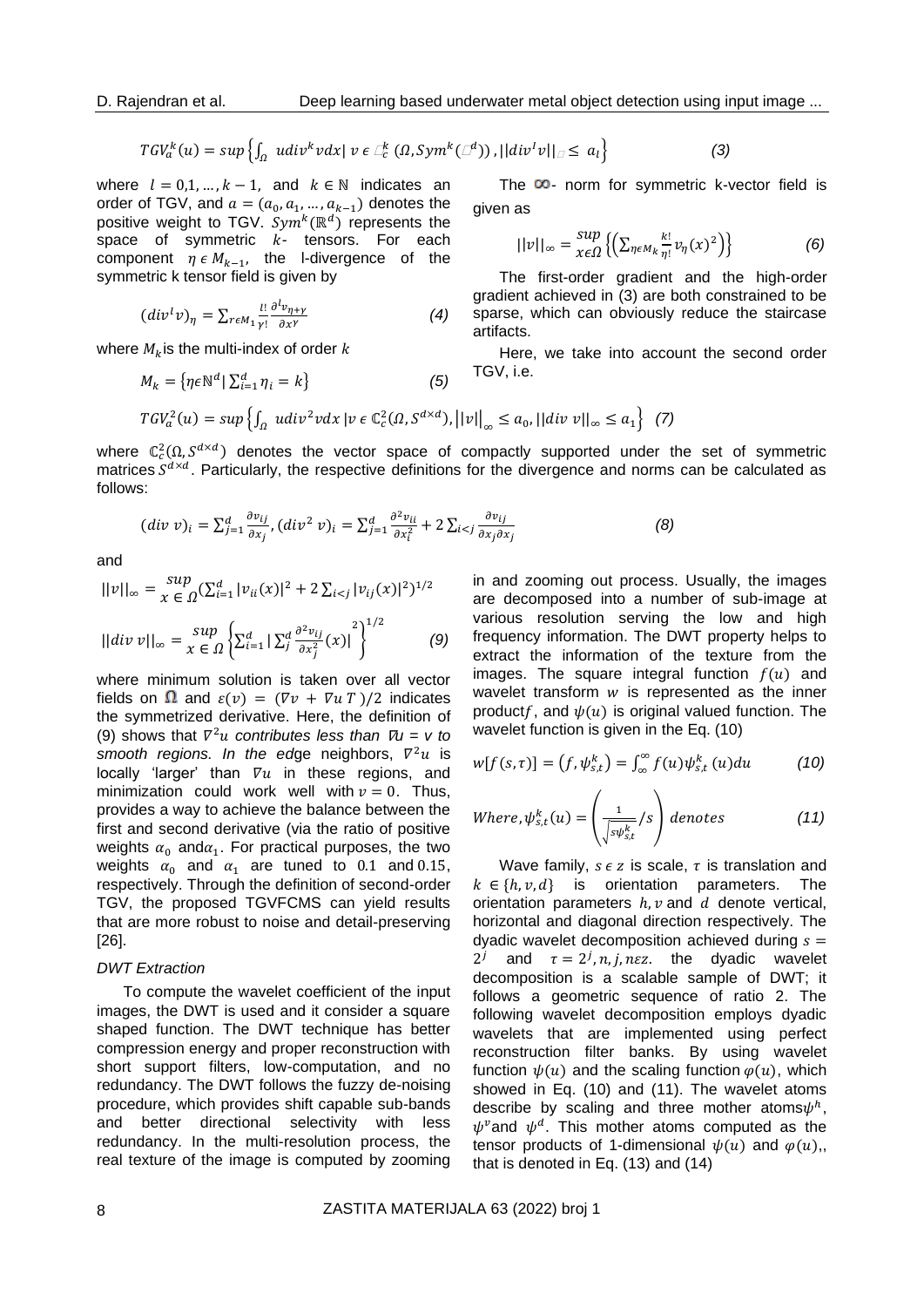$$TGV_a^k(u) = sup\left\{\int_\Omega \, u div^k v dx | \, v \in \mathbb{C}_c^k \, (\Omega, Sym^k(\mathbb{R}^d)) \, , ||div^l v||_\infty \leq \, a_l\right\} \qquad (3)$$

where $l = 0,1, \ldots, k-1$, and $k \in \mathbb{N}$ indicates an order of TGV, and $a = (a_0, a_1, \ldots, a_{k-1})$ denotes the positive weight to TGV. $Sym^k(\mathbb{R}^d)$ represents the space of symmetric $k$- tensors. For each component $\eta \in M_{k-1}$, the l-divergence of the symmetric k tensor field is given by

$$(div^l v)_\eta = \sum_{r \in M_1} \frac{l!}{\gamma!} \frac{\partial^l v_{\eta+\gamma}}{\partial x^\gamma} \qquad (4)$$

where $M_k$ is the multi-index of order $k$

$$M_k = \left\{\eta \in \mathbb{N}^d | \sum_{i=1}^d \eta_i = k\right\} \qquad (5)$$

The $\infty$- norm for symmetric k-vector field is given as

$$||v||_\infty = \sup_{x \in \Omega}\left\{\left(\sum_{\eta \in M_k} \frac{k!}{\eta!} v_\eta(x)^2\right)\right\} \qquad (6)$$

The first-order gradient and the high-order gradient achieved in (3) are both constrained to be sparse, which can obviously reduce the staircase artifacts.

Here, we take into account the second order TGV, i.e.

$$TGV_a^2(u) = sup\left\{\int_\Omega \, u div^2 v dx \, | v \in \mathbb{C}_c^2(\Omega, S^{d\times d}), \left||v|\right|_\infty \leq a_0, ||div \, v||_\infty \leq a_1\right\} \quad (7)$$

where $\mathbb{C}_c^2(\Omega, S^{d\times d})$ denotes the vector space of compactly supported under the set of symmetric matrices $S^{d\times d}$. Particularly, the respective definitions for the divergence and norms can be calculated as follows:

$$(div \, v)_i = \sum_{j=1}^d \frac{\partial v_{ij}}{\partial x_j}, (div^2 \, v)_i = \sum_{j=1}^d \frac{\partial^2 v_{ii}}{\partial x_i^2} + 2\sum_{i<j} \frac{\partial v_{ij}}{\partial x_j \partial x_j} \qquad (8)$$

and

$$||v||_\infty = \sup_{x \in \Omega} \left(\sum_{i=1}^d |v_{ii}(x)|^2 + 2\sum_{i<j} |v_{ij}(x)|^2\right)^{1/2}$$

$$||div \, v||_\infty = \sup_{x \in \Omega}\left\{\sum_{i=1}^d \left|\sum_j^d \frac{\partial^2 v_{ij}}{\partial x_j^2}(x)\right|^2\right\}^{1/2} \qquad (9)$$

where minimum solution is taken over all vector fields on $\Omega$ and $\varepsilon(v) = (\nabla v + \nabla u \, T)/2$ indicates the symmetrized derivative. Here, the definition of (9) shows that $\nabla^2 u$ *contributes less than* $\nabla u = v$ *to smooth regions. In the ed*ge neighbors, $\nabla^2 u$ is locally 'larger' than $\nabla u$ in these regions, and minimization could work well with $v = 0$. Thus, provides a way to achieve the balance between the first and second derivative (via the ratio of positive weights $\alpha_0$ and $\alpha_1$. For practical purposes, the two weights $\alpha_0$ and $\alpha_1$ are tuned to $0.1$ and $0.15$, respectively. Through the definition of second-order TGV, the proposed TGVFCMS can yield results that are more robust to noise and detail-preserving [26].

*DWT Extraction*

To compute the wavelet coefficient of the input images, the DWT is used and it consider a square shaped function. The DWT technique has better compression energy and proper reconstruction with short support filters, low-computation, and no redundancy. The DWT follows the fuzzy de-noising procedure, which provides shift capable sub-bands and better directional selectivity with less redundancy. In the multi-resolution process, the real texture of the image is computed by zooming in and zooming out process. Usually, the images are decomposed into a number of sub-image at various resolution serving the low and high frequency information. The DWT property helps to extract the information of the texture from the images. The square integral function $f(u)$ and wavelet transform $w$ is represented as the inner product$f$, and $\psi(u)$ is original valued function. The wavelet function is given in the Eq. (10)

$$w[f(s,\tau)] = \left(f, \psi_{s,t}^k\right) = \int_\infty^\infty f(u)\psi_{s,t}^k(u)du \qquad (10)$$

$$Where, \psi_{s,t}^k(u) = \left(\frac{1}{\sqrt{s\psi_{s,t}^k}}/s\right) denotes \qquad (11)$$

Wave family, $s \in z$ is scale, $\tau$ is translation and $k \in \{h, v, d\}$ is orientation parameters. The orientation parameters $h, v$ and $d$ denote vertical, horizontal and diagonal direction respectively. The dyadic wavelet decomposition achieved during $s = 2^j$ and $\tau = 2^j, n, j, n\varepsilon z$. the dyadic wavelet decomposition is a scalable sample of DWT; it follows a geometric sequence of ratio 2. The following wavelet decomposition employs dyadic wavelets that are implemented using perfect reconstruction filter banks. By using wavelet function $\psi(u)$ and the scaling function $\varphi(u)$, which showed in Eq. (10) and (11). The wavelet atoms describe by scaling and three mother atoms$\psi^h$, $\psi^v$and $\psi^d$. This mother atoms computed as the tensor products of 1-dimensional $\psi(u)$ and $\varphi(u)$,, that is denoted in Eq. (13) and (14)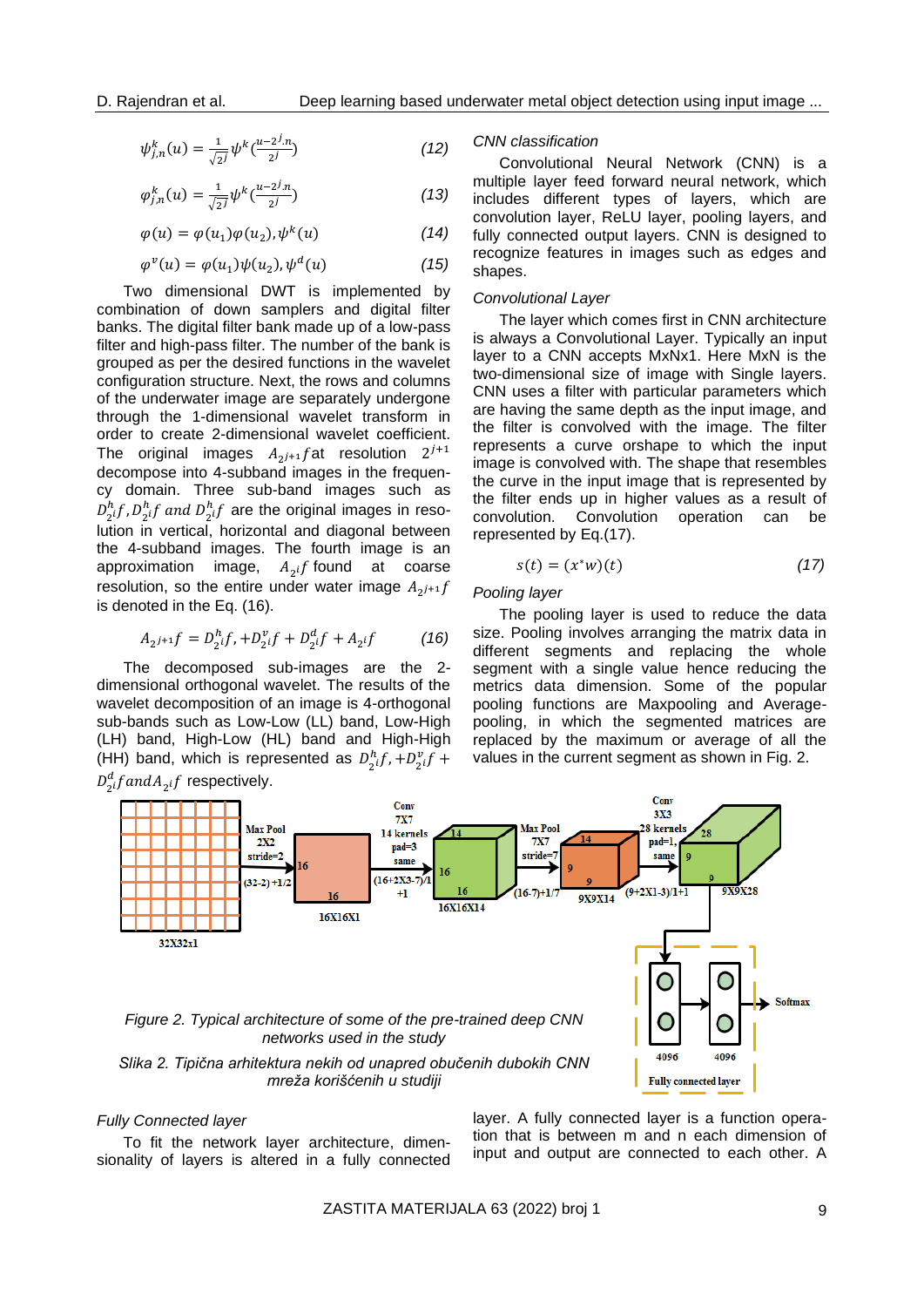$$\psi_{j,n}^{k}(u) = \frac{1}{\sqrt{2^j}}\psi^k\left(\frac{u-2^j.n}{2^j}\right) \quad (12)$$

$$\varphi_{j,n}^{k}(u) = \frac{1}{\sqrt{2^j}}\psi^k\left(\frac{u-2^j.n}{2^j}\right) \quad (13)$$

$$\varphi(u) = \varphi(u_1)\varphi(u_2), \psi^k(u) \quad (14)$$

$$\varphi^v(u) = \varphi(u_1)\psi(u_2), \psi^d(u) \quad (15)$$

Two dimensional DWT is implemented by combination of down samplers and digital filter banks. The digital filter bank made up of a low-pass filter and high-pass filter. The number of the bank is grouped as per the desired functions in the wavelet configuration structure. Next, the rows and columns of the underwater image are separately undergone through the 1-dimensional wavelet transform in order to create 2-dimensional wavelet coefficient. The original images $A_{2^{j+1}}f$ at resolution $2^{j+1}$ decompose into 4-subband images in the frequency domain. Three sub-band images such as $D_{2^i}^h f, D_{2^i}^h f$ and $D_{2^i}^h f$ are the original images in resolution in vertical, horizontal and diagonal between the 4-subband images. The fourth image is an approximation image, $A_{2^i}f$ found at coarse resolution, so the entire under water image $A_{2^{j+1}}f$ is denoted in the Eq. (16).

$$A_{2^{j+1}}f = D_{2^i}^h f, +D_{2^i}^v f + D_{2^i}^d f + A_{2^i}f \quad (16)$$

The decomposed sub-images are the 2-dimensional orthogonal wavelet. The results of the wavelet decomposition of an image is 4-orthogonal sub-bands such as Low-Low (LL) band, Low-High (LH) band, High-Low (HL) band and High-High (HH) band, which is represented as $D_{2^i}^h f, +D_{2^i}^v f + D_{2^i}^d f and A_{2^i}f$ respectively.

*CNN classification*

Convolutional Neural Network (CNN) is a multiple layer feed forward neural network, which includes different types of layers, which are convolution layer, ReLU layer, pooling layers, and fully connected output layers. CNN is designed to recognize features in images such as edges and shapes.

*Convolutional Layer*

The layer which comes first in CNN architecture is always a Convolutional Layer. Typically an input layer to a CNN accepts MxNx1. Here MxN is the two-dimensional size of image with Single layers. CNN uses a filter with particular parameters which are having the same depth as the input image, and the filter is convolved with the image. The filter represents a curve orshape to which the input image is convolved with. The shape that resembles the curve in the input image that is represented by the filter ends up in higher values as a result of convolution. Convolution operation can be represented by Eq.(17).

$$s(t) = (x^*w)(t) \quad (17)$$

*Pooling layer*

The pooling layer is used to reduce the data size. Pooling involves arranging the matrix data in different segments and replacing the whole segment with a single value hence reducing the metrics data dimension. Some of the popular pooling functions are Maxpooling and Average-pooling, in which the segmented matrices are replaced by the maximum or average of all the values in the current segment as shown in Fig. 2.

*Figure 2. Typical architecture of some of the pre-trained deep CNN networks used in the study*

*Slika 2. Tipična arhitektura nekih od unapred obučenih dubokih CNN mreža korišćenih u studiji*

*Fully Connected layer*

To fit the network layer architecture, dimensionality of layers is altered in a fully connected layer. A fully connected layer is a function operation that is between m and n each dimension of input and output are connected to each other. A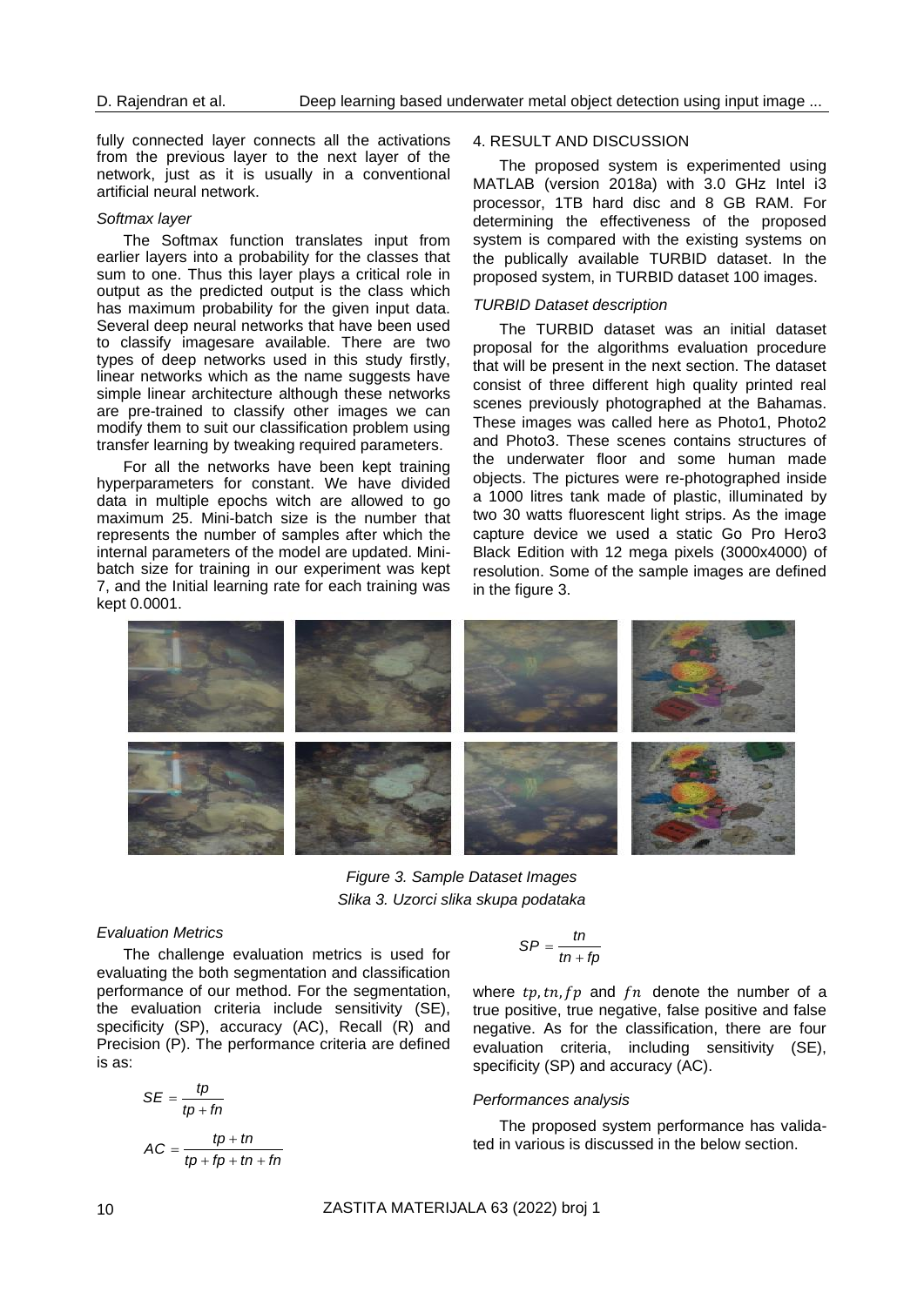fully connected layer connects all the activations from the previous layer to the next layer of the network, just as it is usually in a conventional artificial neural network.

*Softmax layer*

The Softmax function translates input from earlier layers into a probability for the classes that sum to one. Thus this layer plays a critical role in output as the predicted output is the class which has maximum probability for the given input data. Several deep neural networks that have been used to classify imagesare available. There are two types of deep networks used in this study firstly, linear networks which as the name suggests have simple linear architecture although these networks are pre-trained to classify other images we can modify them to suit our classification problem using transfer learning by tweaking required parameters.

For all the networks have been kept training hyperparameters for constant. We have divided data in multiple epochs witch are allowed to go maximum 25. Mini-batch size is the number that represents the number of samples after which the internal parameters of the model are updated. Mini-batch size for training in our experiment was kept 7, and the Initial learning rate for each training was kept 0.0001.

## 4. RESULT AND DISCUSSION

The proposed system is experimented using MATLAB (version 2018a) with 3.0 GHz Intel i3 processor, 1TB hard disc and 8 GB RAM. For determining the effectiveness of the proposed system is compared with the existing systems on the publically available TURBID dataset. In the proposed system, in TURBID dataset 100 images.

*TURBID Dataset description*

The TURBID dataset was an initial dataset proposal for the algorithms evaluation procedure that will be present in the next section. The dataset consist of three different high quality printed real scenes previously photographed at the Bahamas. These images was called here as Photo1, Photo2 and Photo3. These scenes contains structures of the underwater floor and some human made objects. The pictures were re-photographed inside a 1000 litres tank made of plastic, illuminated by two 30 watts fluorescent light strips. As the image capture device we used a static Go Pro Hero3 Black Edition with 12 mega pixels (3000x4000) of resolution. Some of the sample images are defined in the figure 3.

*Figure 3. Sample Dataset Images*
*Slika 3. Uzorci slika skupa podataka*

*Evaluation Metrics*

The challenge evaluation metrics is used for evaluating the both segmentation and classification performance of our method. For the segmentation, the evaluation criteria include sensitivity (SE), specificity (SP), accuracy (AC), Recall (R) and Precision (P). The performance criteria are defined is as:

$$SE = \frac{tp}{tp + fn}$$

$$AC = \frac{tp + tn}{tp + fp + tn + fn}$$

$$SP = \frac{tn}{tn + fp}$$

where $tp, tn, fp$ and $fn$ denote the number of a true positive, true negative, false positive and false negative. As for the classification, there are four evaluation criteria, including sensitivity (SE), specificity (SP) and accuracy (AC).

*Performances analysis*

The proposed system performance has validated in various is discussed in the below section.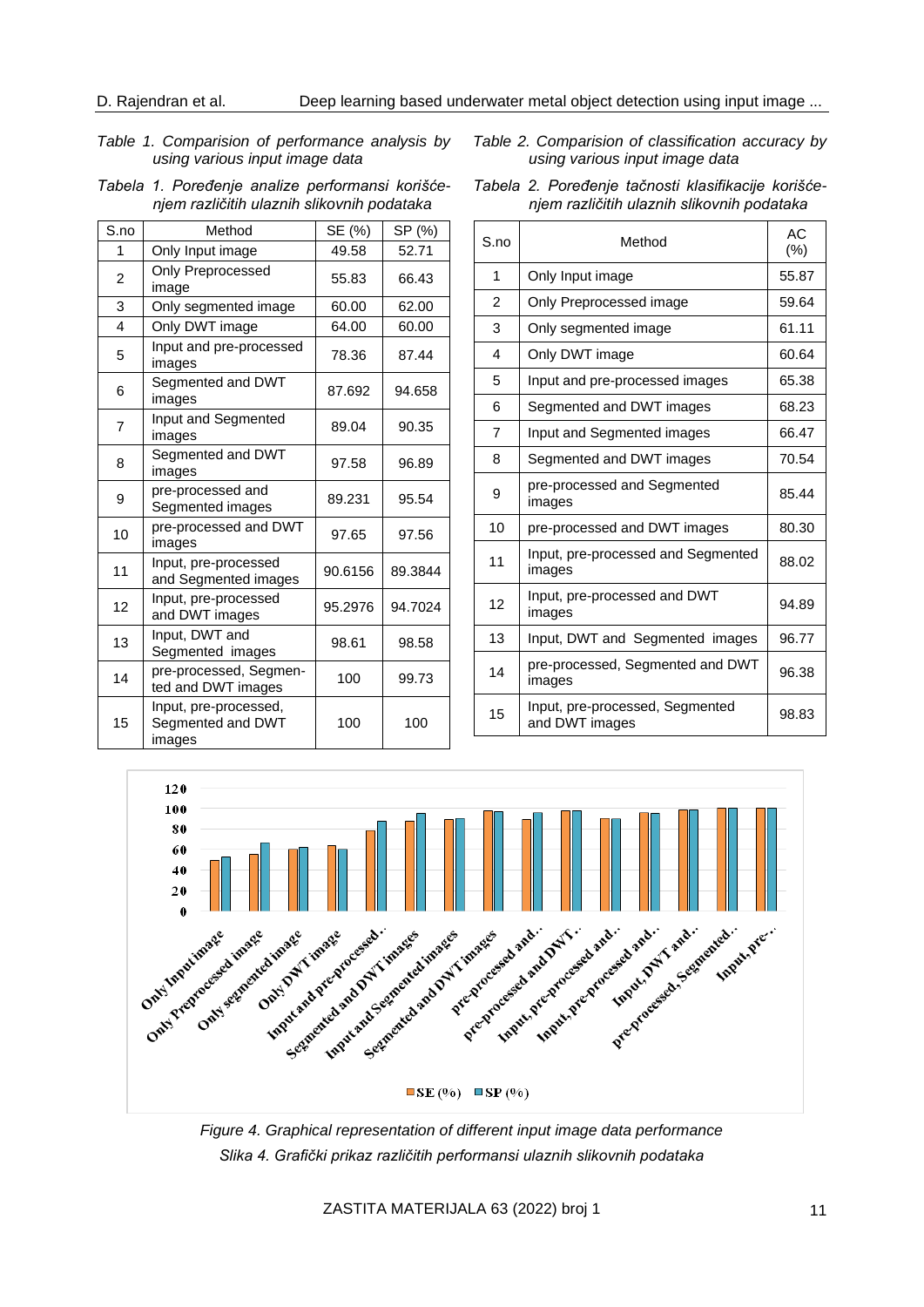*Table 1. Comparision of performance analysis by using various input image data*

*Tabela 1. Poređenje analize performansi korišćenjem različitih ulaznih slikovnih podataka*

| S.no | Method | SE (%) | SP (%) |
|---|---|---|---|
| 1 | Only Input image | 49.58 | 52.71 |
| 2 | Only Preprocessed image | 55.83 | 66.43 |
| 3 | Only segmented image | 60.00 | 62.00 |
| 4 | Only DWT image | 64.00 | 60.00 |
| 5 | Input and pre-processed images | 78.36 | 87.44 |
| 6 | Segmented and DWT images | 87.692 | 94.658 |
| 7 | Input and Segmented images | 89.04 | 90.35 |
| 8 | Segmented and DWT images | 97.58 | 96.89 |
| 9 | pre-processed and Segmented images | 89.231 | 95.54 |
| 10 | pre-processed and DWT images | 97.65 | 97.56 |
| 11 | Input, pre-processed and Segmented images | 90.6156 | 89.3844 |
| 12 | Input, pre-processed and DWT images | 95.2976 | 94.7024 |
| 13 | Input, DWT and Segmented images | 98.61 | 98.58 |
| 14 | pre-processed, Segmented and DWT images | 100 | 99.73 |
| 15 | Input, pre-processed, Segmented and DWT images | 100 | 100 |

*Table 2. Comparision of classification accuracy by using various input image data*

*Tabela 2. Poređenje tačnosti klasifikacije korišćenjem različitih ulaznih slikovnih podataka*

| S.no | Method | AC (%) |
|---|---|---|
| 1 | Only Input image | 55.87 |
| 2 | Only Preprocessed image | 59.64 |
| 3 | Only segmented image | 61.11 |
| 4 | Only DWT image | 60.64 |
| 5 | Input and pre-processed images | 65.38 |
| 6 | Segmented and DWT images | 68.23 |
| 7 | Input and Segmented images | 66.47 |
| 8 | Segmented and DWT images | 70.54 |
| 9 | pre-processed and Segmented images | 85.44 |
| 10 | pre-processed and DWT images | 80.30 |
| 11 | Input, pre-processed and Segmented images | 88.02 |
| 12 | Input, pre-processed and DWT images | 94.89 |
| 13 | Input, DWT and Segmented images | 96.77 |
| 14 | pre-processed, Segmented and DWT images | 96.38 |
| 15 | Input, pre-processed, Segmented and DWT images | 98.83 |

*Figure 4. Graphical representation of different input image data performance*

*Slika 4. Grafički prikaz različitih performansi ulaznih slikovnih podataka*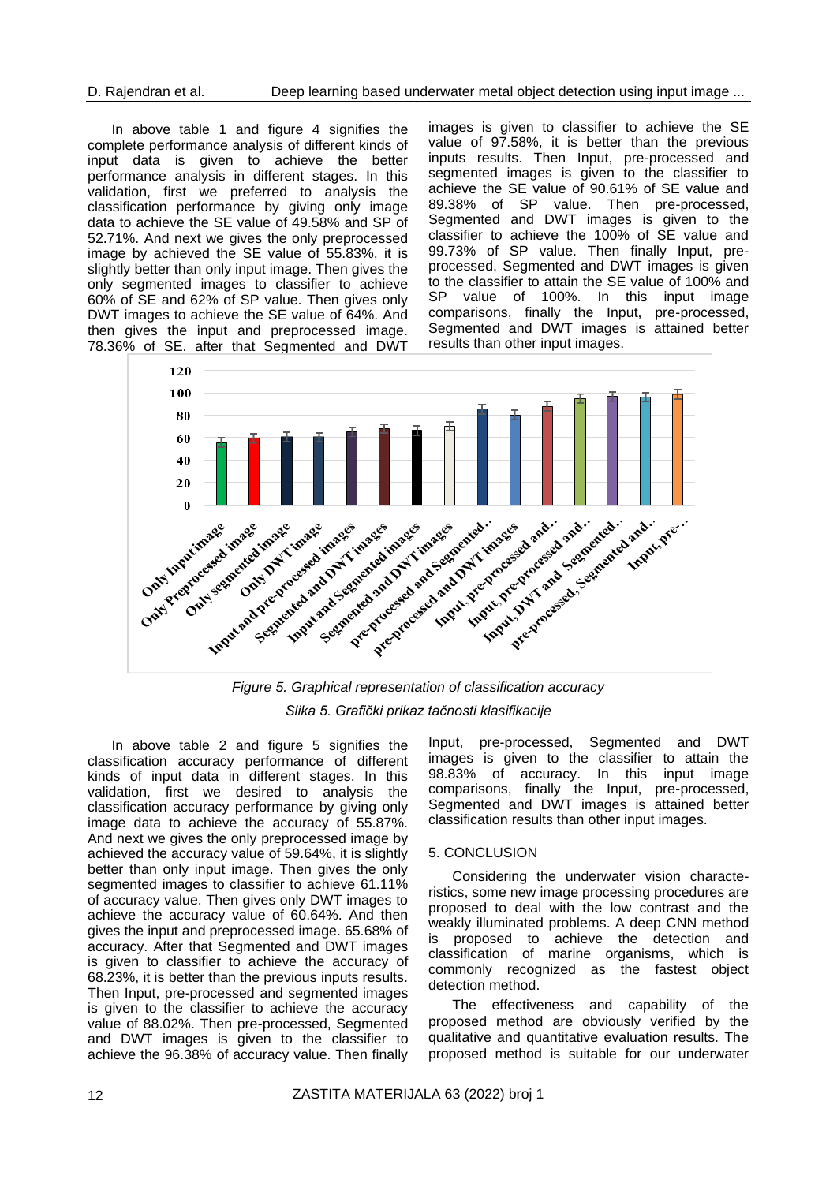In above table 1 and figure 4 signifies the complete performance analysis of different kinds of input data is given to achieve the better performance analysis in different stages. In this validation, first we preferred to analysis the classification performance by giving only image data to achieve the SE value of 49.58% and SP of 52.71%. And next we gives the only preprocessed image by achieved the SE value of 55.83%, it is slightly better than only input image. Then gives the only segmented images to classifier to achieve 60% of SE and 62% of SP value. Then gives only DWT images to achieve the SE value of 64%. And then gives the input and preprocessed image. 78.36% of SE. after that Segmented and DWT images is given to classifier to achieve the SE value of 97.58%, it is better than the previous inputs results. Then Input, pre-processed and segmented images is given to the classifier to achieve the SE value of 90.61% of SE value and 89.38% of SP value. Then pre-processed, Segmented and DWT images is given to the classifier to achieve the 100% of SE value and 99.73% of SP value. Then finally Input, pre-processed, Segmented and DWT images is given to the classifier to attain the SE value of 100% and SP value of 100%. In this input image comparisons, finally the Input, pre-processed, Segmented and DWT images is attained better results than other input images.

*Figure 5. Graphical representation of classification accuracy*

*Slika 5. Grafički prikaz tačnosti klasifikacije*

In above table 2 and figure 5 signifies the classification accuracy performance of different kinds of input data in different stages. In this validation, first we desired to analysis the classification accuracy performance by giving only image data to achieve the accuracy of 55.87%. And next we gives the only preprocessed image by achieved the accuracy value of 59.64%, it is slightly better than only input image. Then gives the only segmented images to classifier to achieve 61.11% of accuracy value. Then gives only DWT images to achieve the accuracy value of 60.64%. And then gives the input and preprocessed image. 65.68% of accuracy. After that Segmented and DWT images is given to classifier to achieve the accuracy of 68.23%, it is better than the previous inputs results. Then Input, pre-processed and segmented images is given to the classifier to achieve the accuracy value of 88.02%. Then pre-processed, Segmented and DWT images is given to the classifier to achieve the 96.38% of accuracy value. Then finally Input, pre-processed, Segmented and DWT images is given to the classifier to attain the 98.83% of accuracy. In this input image comparisons, finally the Input, pre-processed, Segmented and DWT images is attained better classification results than other input images.

## 5. CONCLUSION

Considering the underwater vision characteristics, some new image processing procedures are proposed to deal with the low contrast and the weakly illuminated problems. A deep CNN method is proposed to achieve the detection and classification of marine organisms, which is commonly recognized as the fastest object detection method.

The effectiveness and capability of the proposed method are obviously verified by the qualitative and quantitative evaluation results. The proposed method is suitable for our underwater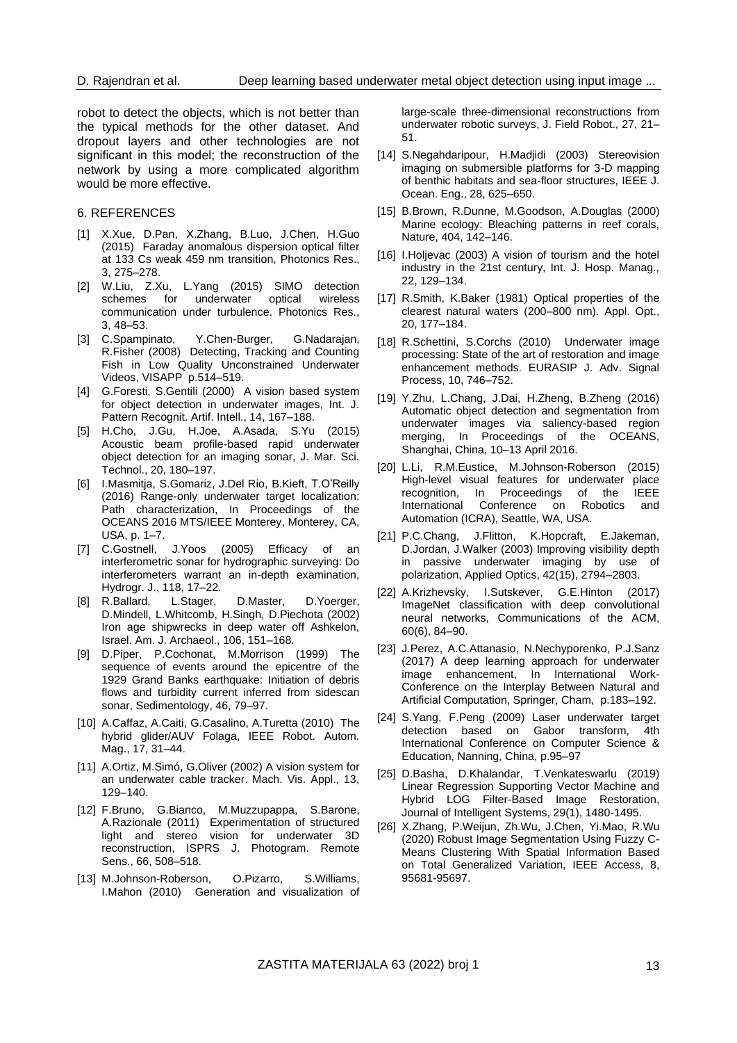robot to detect the objects, which is not better than the typical methods for the other dataset. And dropout layers and other technologies are not significant in this model; the reconstruction of the network by using a more complicated algorithm would be more effective.

## 6. REFERENCES

[1] X.Xue, D.Pan, X.Zhang, B.Luo, J.Chen, H.Guo (2015) Faraday anomalous dispersion optical filter at 133 Cs weak 459 nm transition, Photonics Res., 3, 275–278.

[2] W.Liu, Z.Xu, L.Yang (2015) SIMO detection schemes for underwater optical wireless communication under turbulence. Photonics Res., 3, 48–53.

[3] C.Spampinato, Y.Chen-Burger, G.Nadarajan, R.Fisher (2008) Detecting, Tracking and Counting Fish in Low Quality Unconstrained Underwater Videos, VISAPP p.514–519.

[4] G.Foresti, S.Gentili (2000) A vision based system for object detection in underwater images, Int. J. Pattern Recognit. Artif. Intell., 14, 167–188.

[5] H.Cho, J.Gu, H.Joe, A.Asada, S.Yu (2015) Acoustic beam profile-based rapid underwater object detection for an imaging sonar, J. Mar. Sci. Technol., 20, 180–197.

[6] I.Masmitja, S.Gomariz, J.Del Rio, B.Kieft, T.O'Reilly (2016) Range-only underwater target localization: Path characterization, In Proceedings of the OCEANS 2016 MTS/IEEE Monterey, Monterey, CA, USA, p. 1–7.

[7] C.Gostnell, J.Yoos (2005) Efficacy of an interferometric sonar for hydrographic surveying: Do interferometers warrant an in-depth examination, Hydrogr. J., 118, 17–22.

[8] R.Ballard, L.Stager, D.Master, D.Yoerger, D.Mindell, L.Whitcomb, H.Singh, D.Piechota (2002) Iron age shipwrecks in deep water off Ashkelon, Israel. Am. J. Archaeol., 106, 151–168.

[9] D.Piper, P.Cochonat, M.Morrison (1999) The sequence of events around the epicentre of the 1929 Grand Banks earthquake: Initiation of debris flows and turbidity current inferred from sidescan sonar, Sedimentology, 46, 79–97.

[10] A.Caffaz, A.Caiti, G.Casalino, A.Turetta (2010) The hybrid glider/AUV Folaga, IEEE Robot. Autom. Mag., 17, 31–44.

[11] A.Ortiz, M.Simó, G.Oliver (2002) A vision system for an underwater cable tracker. Mach. Vis. Appl., 13, 129–140.

[12] F.Bruno, G.Bianco, M.Muzzupappa, S.Barone, A.Razionale (2011) Experimentation of structured light and stereo vision for underwater 3D reconstruction, ISPRS J. Photogram. Remote Sens., 66, 508–518.

[13] M.Johnson-Roberson, O.Pizarro, S.Williams, I.Mahon (2010) Generation and visualization of large-scale three-dimensional reconstructions from underwater robotic surveys, J. Field Robot., 27, 21–51.

[14] S.Negahdaripour, H.Madjidi (2003) Stereovision imaging on submersible platforms for 3-D mapping of benthic habitats and sea-floor structures, IEEE J. Ocean. Eng., 28, 625–650.

[15] B.Brown, R.Dunne, M.Goodson, A.Douglas (2000) Marine ecology: Bleaching patterns in reef corals, Nature, 404, 142–146.

[16] I.Holjevac (2003) A vision of tourism and the hotel industry in the 21st century, Int. J. Hosp. Manag., 22, 129–134.

[17] R.Smith, K.Baker (1981) Optical properties of the clearest natural waters (200–800 nm). Appl. Opt., 20, 177–184.

[18] R.Schettini, S.Corchs (2010) Underwater image processing: State of the art of restoration and image enhancement methods. EURASIP J. Adv. Signal Process, 10, 746–752.

[19] Y.Zhu, L.Chang, J.Dai, H.Zheng, B.Zheng (2016) Automatic object detection and segmentation from underwater images via saliency-based region merging, In Proceedings of the OCEANS, Shanghai, China, 10–13 April 2016.

[20] L.Li, R.M.Eustice, M.Johnson-Roberson (2015) High-level visual features for underwater place recognition, In Proceedings of the IEEE International Conference on Robotics and Automation (ICRA), Seattle, WA, USA.

[21] P.C.Chang, J.Flitton, K.Hopcraft, E.Jakeman, D.Jordan, J.Walker (2003) Improving visibility depth in passive underwater imaging by use of polarization, Applied Optics, 42(15), 2794–2803.

[22] A.Krizhevsky, I.Sutskever, G.E.Hinton (2017) ImageNet classification with deep convolutional neural networks, Communications of the ACM, 60(6), 84–90.

[23] J.Perez, A.C.Attanasio, N.Nechyporenko, P.J.Sanz (2017) A deep learning approach for underwater image enhancement, In International Work-Conference on the Interplay Between Natural and Artificial Computation, Springer, Cham, p.183–192.

[24] S.Yang, F.Peng (2009) Laser underwater target detection based on Gabor transform, 4th International Conference on Computer Science & Education, Nanning, China, p.95–97

[25] D.Basha, D.Khalandar, T.Venkateswarlu (2019) Linear Regression Supporting Vector Machine and Hybrid LOG Filter-Based Image Restoration, Journal of Intelligent Systems, 29(1), 1480-1495.

[26] X.Zhang, P.Weijun, Zh.Wu, J.Chen, Yi.Mao, R.Wu (2020) Robust Image Segmentation Using Fuzzy C-Means Clustering With Spatial Information Based on Total Generalized Variation, IEEE Access, 8, 95681-95697.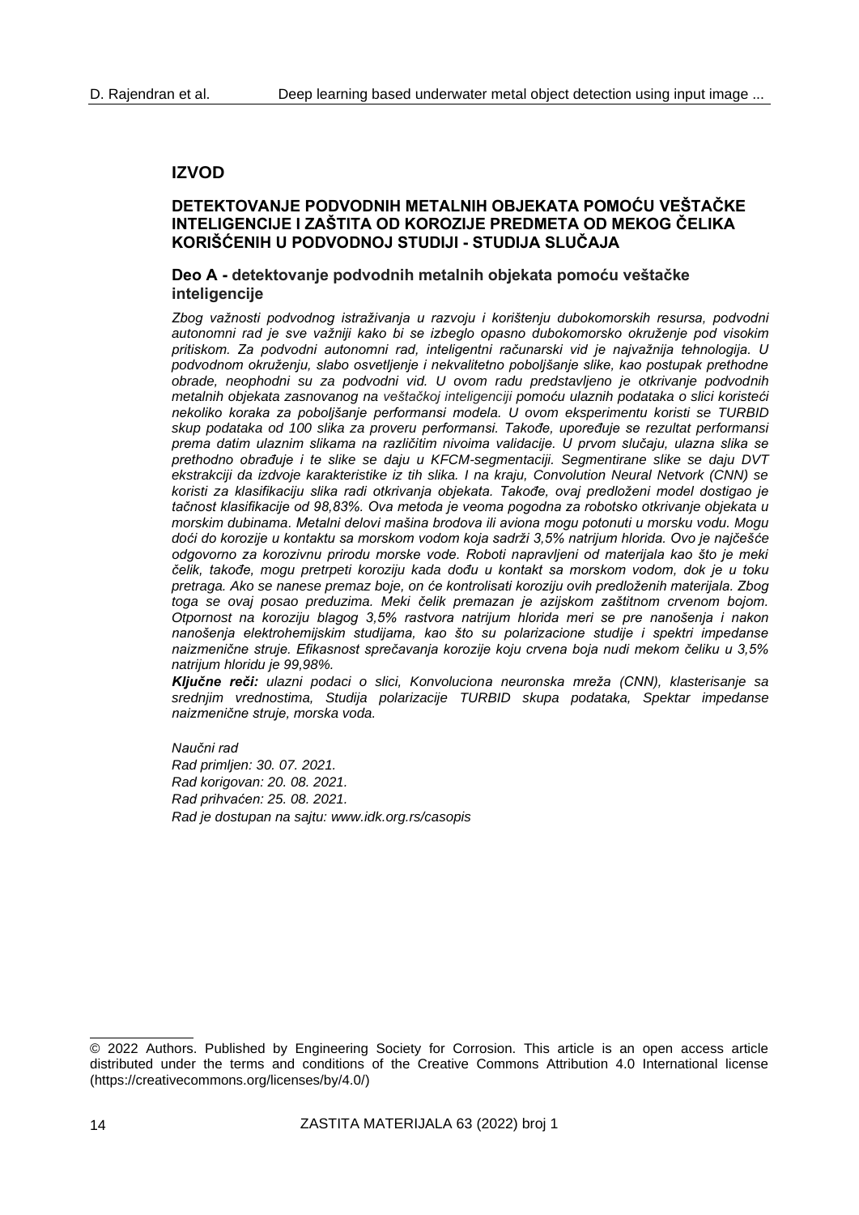## IZVOD

### DETEKTOVANJE PODVODNIH METALNIH OBJEKATA POMOĆU VEŠTAČKE INTELIGENCIJE I ZAŠTITA OD KOROZIJE PREDMETA OD MEKOG ČELIKA KORIŠĆENIH U PODVODNOJ STUDIJI - STUDIJA SLUČAJA

### Deo A - detektovanje podvodnih metalnih objekata pomoću veštačke inteligencije

*Zbog važnosti podvodnog istraživanja u razvoju i korištenju dubokomorskih resursa, podvodni autonomni rad je sve važniji kako bi se izbeglo opasno dubokomorsko okruženje pod visokim pritiskom. Za podvodni autonomni rad, inteligentni računarski vid je najvažnija tehnologija. U podvodnom okruženju, slabo osvetljenje i nekvalitetno poboljšanje slike, kao postupak prethodne obrade, neophodni su za podvodni vid. U ovom radu predstavljeno je otkrivanje podvodnih metalnih objekata zasnovanog na veštačkoj inteligenciji pomoću ulaznih podataka o slici koristeći nekoliko koraka za poboljšanje performansi modela. U ovom eksperimentu koristi se TURBID skup podataka od 100 slika za proveru performansi. Takođe, upoređuje se rezultat performansi prema datim ulaznim slikama na različitim nivoima validacije. U prvom slučaju, ulazna slika se prethodno obrađuje i te slike se daju u KFCM-segmentaciji. Segmentirane slike se daju DVT ekstrakciji da izdvoje karakteristike iz tih slika. I na kraju, Convolution Neural Netvork (CNN) se koristi za klasifikaciju slika radi otkrivanja objekata. Takođe, ovaj predloženi model dostigao je tačnost klasifikacije od 98,83%. Ova metoda je veoma pogodna za robotsko otkrivanje objekata u morskim dubinama. Metalni delovi mašina brodova ili aviona mogu potonuti u morsku vodu. Mogu doći do korozije u kontaktu sa morskom vodom koja sadrži 3,5% natrijum hlorida. Ovo je najčešće odgovorno za korozivnu prirodu morske vode. Roboti napravljeni od materijala kao što je meki čelik, takođe, mogu pretrpeti koroziju kada dođu u kontakt sa morskom vodom, dok je u toku pretraga. Ako se nanese premaz boje, on će kontrolisati koroziju ovih predloženih materijala. Zbog toga se ovaj posao preduzima. Meki čelik premazan je azijskom zaštitnom crvenom bojom. Otpornost na koroziju blagog 3,5% rastvora natrijum hlorida meri se pre nanošenja i nakon nanošenja elektrohemijskim studijama, kao što su polarizacione studije i spektri impedanse naizmenične struje. Efikasnost sprečavanja korozije koju crvena boja nudi mekom čeliku u 3,5% natrijum hloridu je 99,98%.*

***Ključne reči:*** *ulazni podaci o slici, Konvoluciona neuronska mreža (CNN), klasterisanje sa srednjim vrednostima, Studija polarizacije TURBID skupa podataka, Spektar impedanse naizmenične struje, morska voda.*

*Naučni rad*
*Rad primljen: 30. 07. 2021.*
*Rad korigovan: 20. 08. 2021.*
*Rad prihvaćen: 25. 08. 2021.*
*Rad je dostupan na sajtu: www.idk.org.rs/casopis*

---

© 2022 Authors. Published by Engineering Society for Corrosion. This article is an open access article distributed under the terms and conditions of the Creative Commons Attribution 4.0 International license (https://creativecommons.org/licenses/by/4.0/)